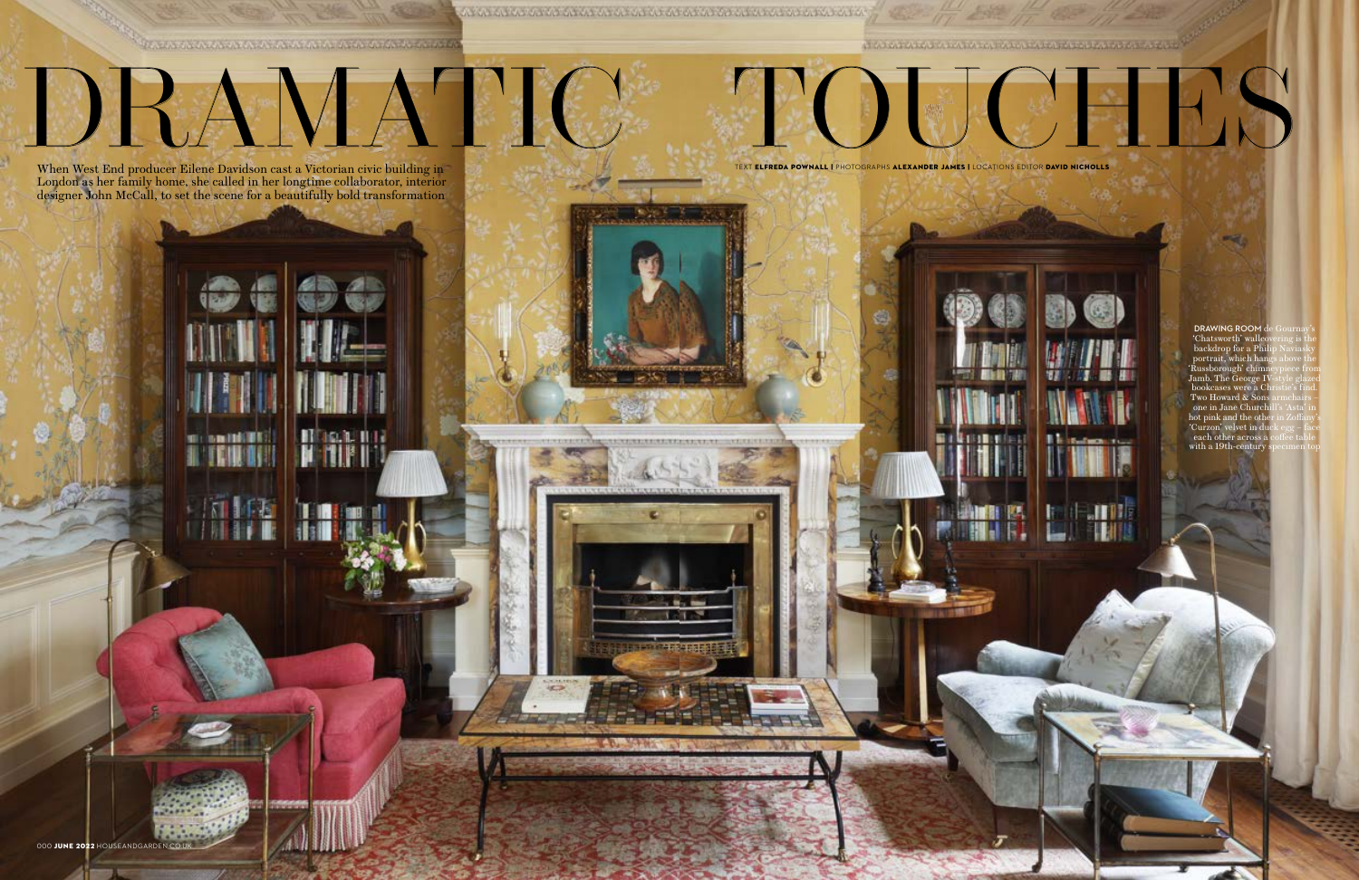# DRAMATIC TOUCHES

When West End producer Eilene Davidson cast a Victorian civic building in London as her family home, she called in her longtime collaborator, interior designer John McCall, to set the scene for a beautifully bold transformation

TEXT **ELFREDA POWNALL** | PHOTOGRAPHS **ALEXANDER JAMES** | LOCATIONS EDITOR **DAVID NICHOLLS**

**DRAWING ROOM** de Gournay's 'Chatsworth' wallcovering is the backdrop for a Philip Naviasky portrait, which hangs above the 'Russborough' chimneypiece from Jamb. The George IV-style glazed bookcases were a Christie's find. Two Howard & Sons armchairs – one in Jane Churchill's 'Asta' in hot pink and the other in Zoffany's 'Curzon' velvet in duck egg – face each other across a coffee table with a 19th-century specimen top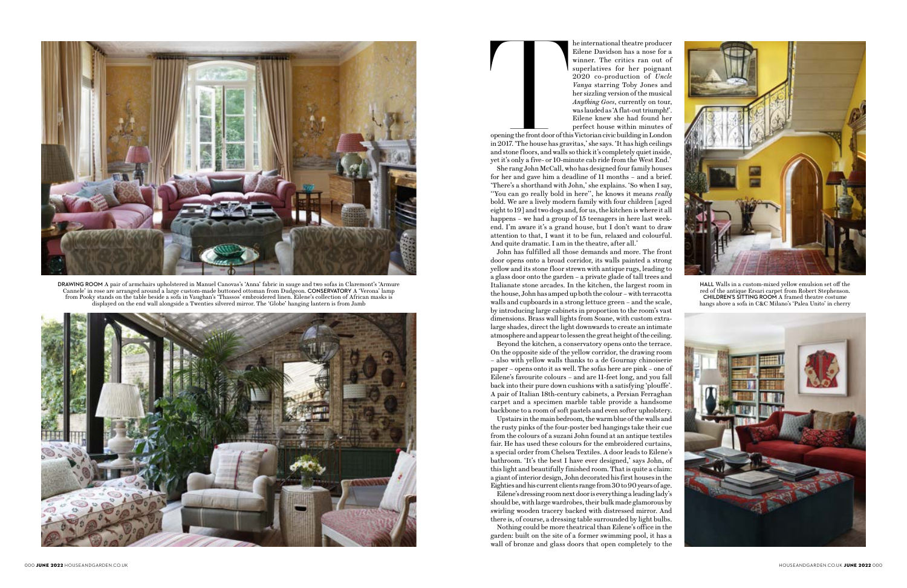DRAWING ROOM A pair of armchairs upholstered in Manuel Canovas's 'Anna' fabric in sauge and two sofas in Claremont's 'Armure Cannele' in rose are arranged around a large custom-made buttoned ottoman from Dudgeon. CONSERVATORY A 'Verona' lamp from Pooky stands on the table beside a sofa in Vaughan's 'Thassos' embroidered linen. Eilene's collection of African masks is displayed on the end wall alongside a Twenties silvered mirror. The 'Globe' hanging lantern is from Jamb

The international theatre producer Eilene Davidson has a nose for a winner. The critics ran out of superlatives for her poignant 2020 co-production of *Uncle Vanya* starring Toby Jones and her sizzling version of the musical *Anything Goes*, currently on tour, was lauded as 'A flat-out triumph!'. Eilene knew she had found her perfect house within minutes of opening the front door of this Victorian civic building in London in 2017. 'The house has gravitas,' she says. 'It has high ceilings and stone floors, and walls so thick it's completely quiet inside, yet it's only a five- or 10-minute cab ride from the West End.'

She rang John McCall, who has designed four family houses for her and gave him a deadline of 11 months – and a brief. 'There's a shorthand with John,' she explains. 'So when I say, "You can go really bold in here", he knows it means *really* bold. We are a lively modern family with four children [aged eight to 19] and two dogs and, for us, the kitchen is where it all happens – we had a group of 15 teenagers in here last weekend. I'm aware it's a grand house, but I don't want to draw attention to that, I want it to be fun, relaxed and colourful. And quite dramatic. I am in the theatre, after all.'

John has fulfilled all those demands and more. The front door opens onto a broad corridor, its walls painted a strong yellow and its stone floor strewn with antique rugs, leading to a glass door onto the garden – a private glade of tall trees and Italianate stone arcades. In the kitchen, the largest room in the house, John has amped up both the colour – with terracotta walls and cupboards in a strong lettuce green – and the scale, by introducing large cabinets in proportion to the room's vast dimensions. Brass wall lights from Soane, with custom extra-large shades, direct the light downwards to create an intimate atmosphere and appear to lessen the great height of the ceiling.

Beyond the kitchen, a conservatory opens onto the terrace. On the opposite side of the yellow corridor, the drawing room – also with yellow walls thanks to a de Gournay chinoiserie paper – opens onto it as well. The sofas here are pink – one of Eilene's favourite colours – and are 11-feet long, and you fall back into their pure down cushions with a satisfying 'plouffe'. A pair of Italian 18th-century cabinets, a Persian Ferraghan carpet and a specimen marble table provide a handsome backbone to a room of soft pastels and even softer upholstery.

Upstairs in the main bedroom, the warm blue of the walls and the rusty pinks of the four-poster bed hangings take their cue from the colours of a suzani John found at an antique textiles fair. He has used these colours for the embroidered curtains, a special order from Chelsea Textiles. A door leads to Eilene's bathroom. 'It's the best I have ever designed,' says John, of this light and beautifully finished room. That is quite a claim: a giant of interior design, John decorated his first houses in the Eighties and his current clients range from 30 to 90 years of age.

Eilene's dressing room next door is everything a leading lady's should be, with large wardrobes, their bulk made glamorous by swirling wooden tracery backed with distressed mirror. And there is, of course, a dressing table surrounded by light bulbs.

Nothing could be more theatrical than Eilene's office in the garden: built on the site of a former swimming pool, it has a wall of bronze and glass doors that open completely to the

HALL Walls in a custom-mixed yellow emulsion set off the red of the antique Ersari carpet from Robert Stephenson. CHILDREN'S SITTING ROOM A framed theatre costume hangs above a sofa in C&C Milano's 'Palea Unito' in cherry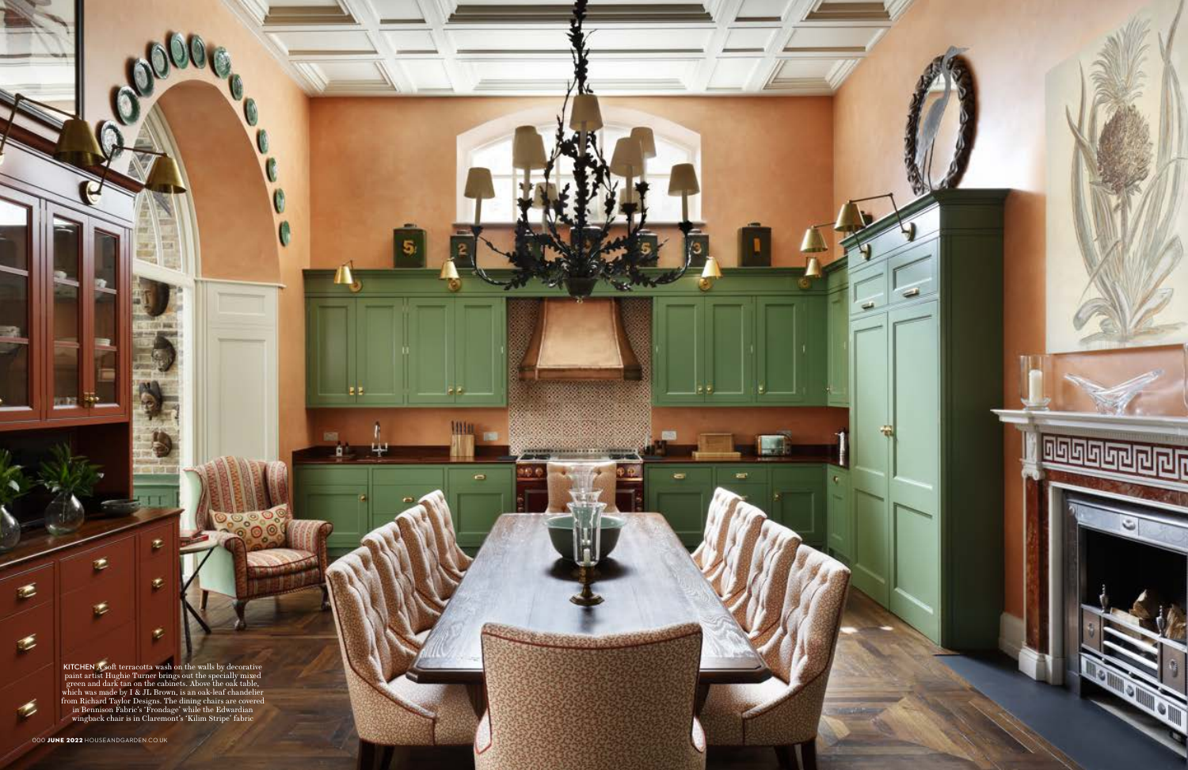**KITCHEN** A soft terracotta wash on the walls by decorative paint artist Hughie Turner brings out the specially mixed green and dark tan on the cabinets. Above the oak table, which was made by I & JL Brown, is an oak-leaf chandelier from Richard Taylor Designs. The dining chairs are covered in Bennison Fabric's 'Frondage' while the Edwardian wingback chair is in Claremont's 'Kilim Stripe' fabric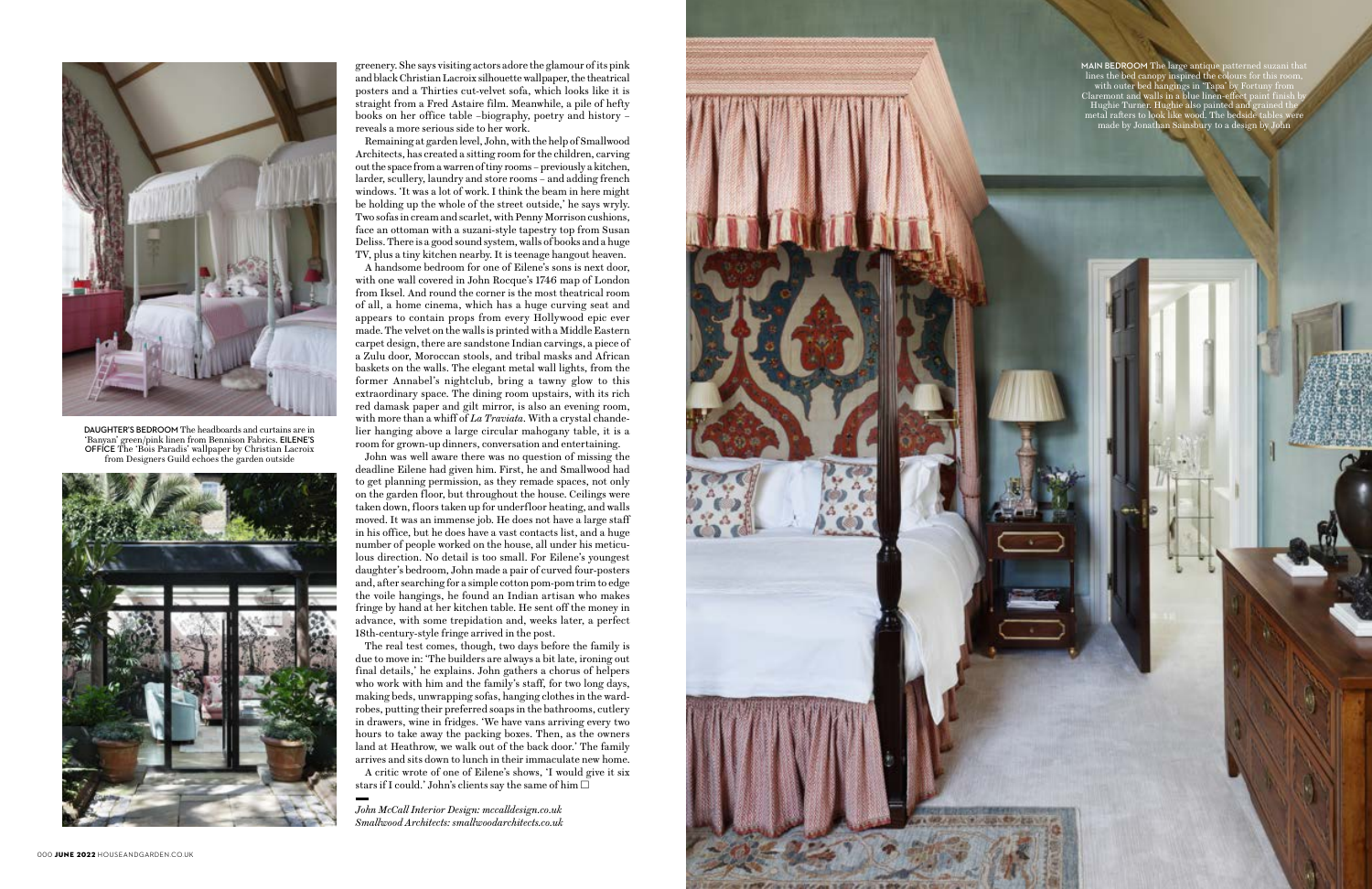DAUGHTER'S BEDROOM The headboards and curtains are in 'Banyan' green/pink linen from Bennison Fabrics. EILENE'S OFFICE The 'Bois Paradis' wallpaper by Christian Lacroix from Designers Guild echoes the garden outside

greenery. She says visiting actors adore the glamour of its pink and black Christian Lacroix silhouette wallpaper, the theatrical posters and a Thirties cut-velvet sofa, which looks like it is straight from a Fred Astaire film. Meanwhile, a pile of hefty books on her office table –biography, poetry and history – reveals a more serious side to her work.

Remaining at garden level, John, with the help of Smallwood Architects, has created a sitting room for the children, carving out the space from a warren of tiny rooms – previously a kitchen, larder, scullery, laundry and store rooms – and adding french windows. 'It was a lot of work. I think the beam in here might be holding up the whole of the street outside,' he says wryly. Two sofas in cream and scarlet, with Penny Morrison cushions, face an ottoman with a suzani-style tapestry top from Susan Deliss. There is a good sound system, walls of books and a huge TV, plus a tiny kitchen nearby. It is teenage hangout heaven.

A handsome bedroom for one of Eilene's sons is next door, with one wall covered in John Rocque's 1746 map of London from Iksel. And round the corner is the most theatrical room of all, a home cinema, which has a huge curving seat and appears to contain props from every Hollywood epic ever made. The velvet on the walls is printed with a Middle Eastern carpet design, there are sandstone Indian carvings, a piece of a Zulu door, Moroccan stools, and tribal masks and African baskets on the walls. The elegant metal wall lights, from the former Annabel's nightclub, bring a tawny glow to this extraordinary space. The dining room upstairs, with its rich red damask paper and gilt mirror, is also an evening room, with more than a whiff of *La Traviata*. With a crystal chandelier hanging above a large circular mahogany table, it is a room for grown-up dinners, conversation and entertaining.

John was well aware there was no question of missing the deadline Eilene had given him. First, he and Smallwood had to get planning permission, as they remade spaces, not only on the garden floor, but throughout the house. Ceilings were taken down, floors taken up for underfloor heating, and walls moved. It was an immense job. He does not have a large staff in his office, but he does have a vast contacts list, and a huge number of people worked on the house, all under his meticulous direction. No detail is too small. For Eilene's youngest daughter's bedroom, John made a pair of curved four-posters and, after searching for a simple cotton pom-pom trim to edge the voile hangings, he found an Indian artisan who makes fringe by hand at her kitchen table. He sent off the money in advance, with some trepidation and, weeks later, a perfect 18th-century-style fringe arrived in the post.

The real test comes, though, two days before the family is due to move in: 'The builders are always a bit late, ironing out final details,' he explains. John gathers a chorus of helpers who work with him and the family's staff, for two long days, making beds, unwrapping sofas, hanging clothes in the wardrobes, putting their preferred soaps in the bathrooms, cutlery in drawers, wine in fridges. 'We have vans arriving every two hours to take away the packing boxes. Then, as the owners land at Heathrow, we walk out of the back door.' The family arrives and sits down to lunch in their immaculate new home.

A critic wrote of one of Eilene's shows, 'I would give it six stars if I could.' John's clients say the same of him □

*John McCall Interior Design: mccalldesign.co.uk*
*Smallwood Architects: smallwoodarchitects.co.uk*

MAIN BEDROOM The large antique patterned suzani that lines the bed canopy inspired the colours for this room, with outer bed hangings in 'Tapa' by Fortuny from Claremont and walls in a blue linen-effect paint finish by Hughie Turner. Hughie also painted and grained the metal rafters to look like wood. The bedside tables were made by Jonathan Sainsbury to a design by John